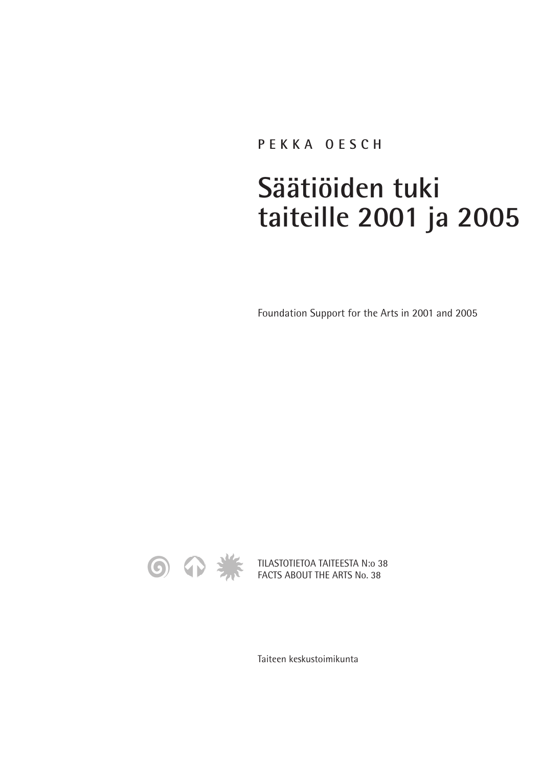PEKKA OESCH

# Säätiöiden tuki taiteille 2001 ja 2005

Foundation Support for the Arts in 2001 and 2005

TILASTOTIETOA TAITEESTA N:o 38
FACTS ABOUT THE ARTS No. 38

Taiteen keskustoimikunta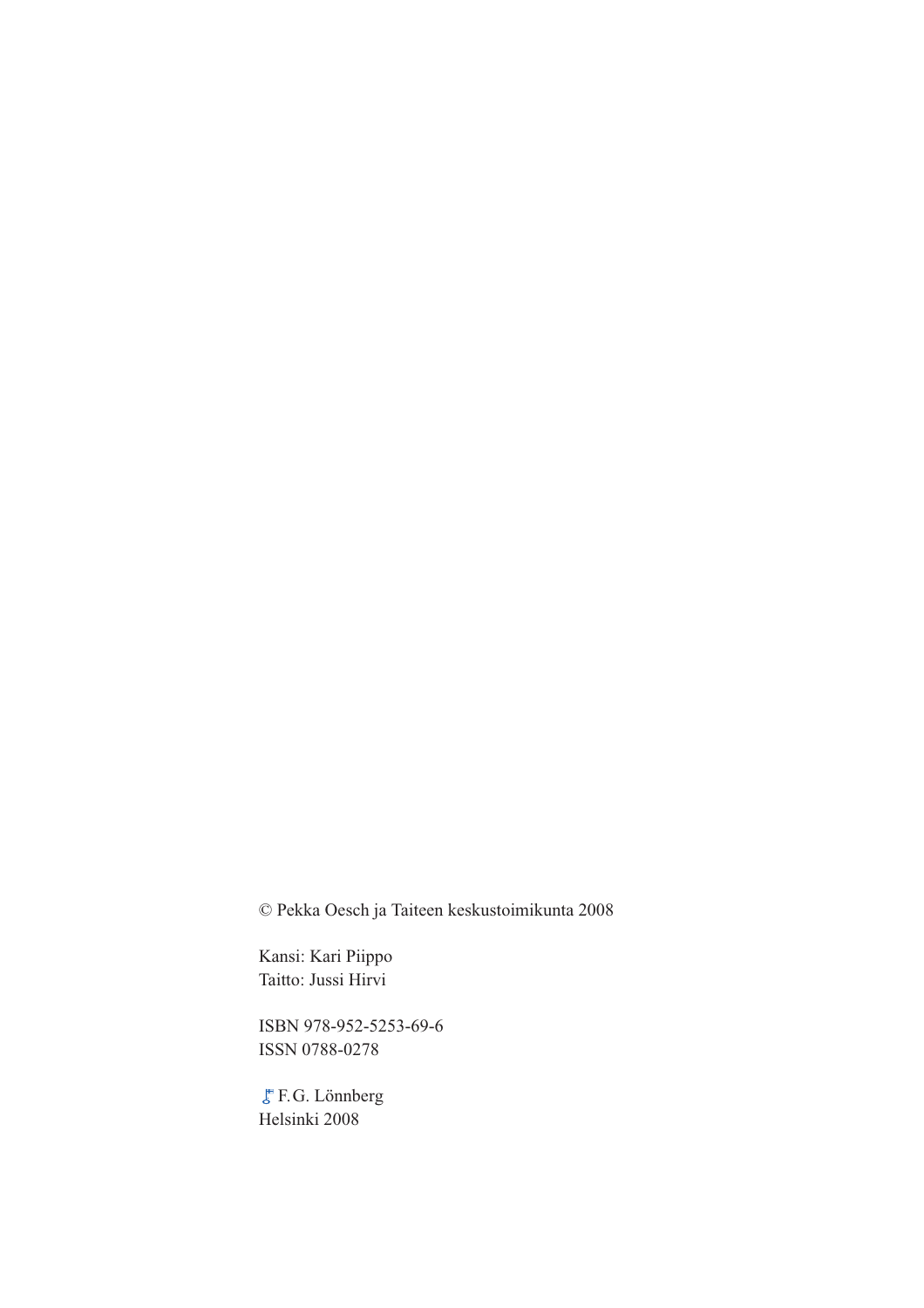© Pekka Oesch ja Taiteen keskustoimikunta 2008

Kansi: Kari Piippo
Taitto: Jussi Hirvi

ISBN 978-952-5253-69-6
ISSN 0788-0278

F.G. Lönnberg
Helsinki 2008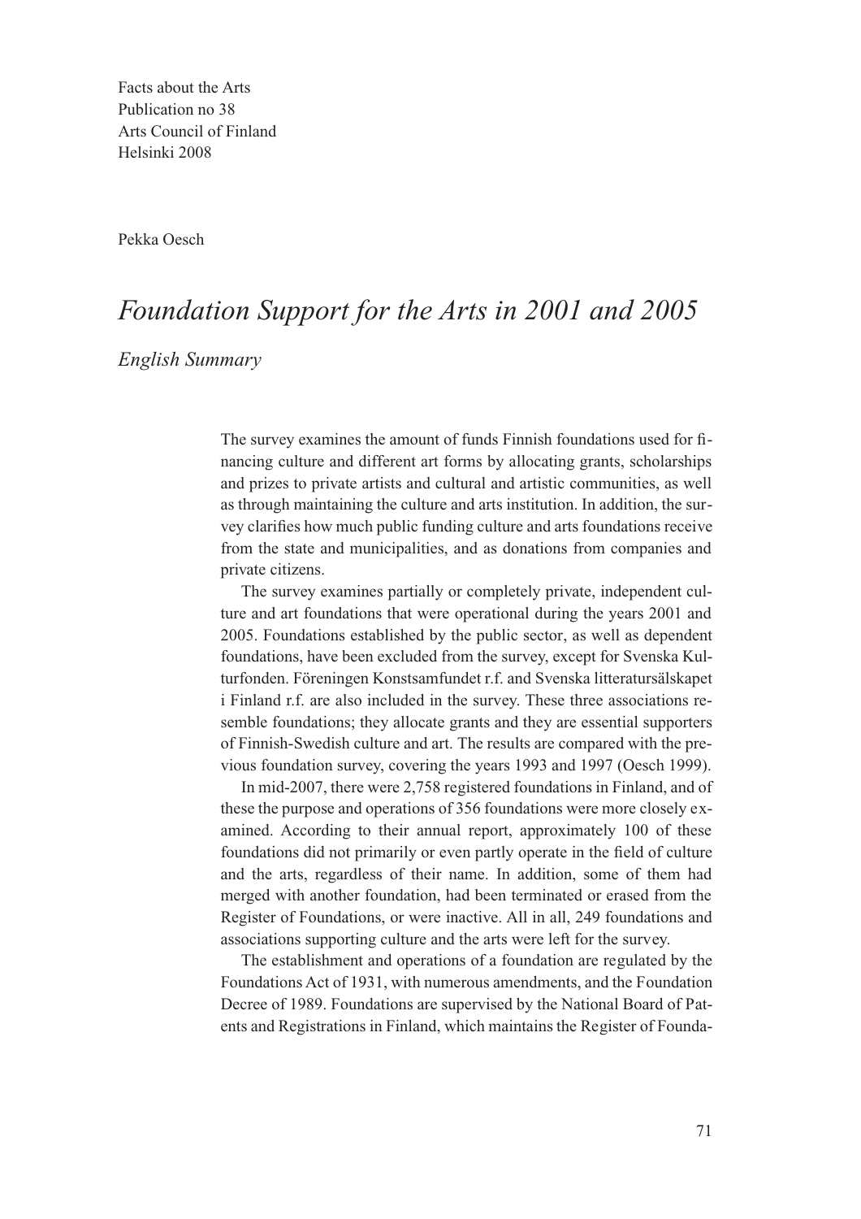Facts about the Arts
Publication no 38
Arts Council of Finland
Helsinki 2008

Pekka Oesch

# *Foundation Support for the Arts in 2001 and 2005*

*English Summary*

The survey examines the amount of funds Finnish foundations used for financing culture and different art forms by allocating grants, scholarships and prizes to private artists and cultural and artistic communities, as well as through maintaining the culture and arts institution. In addition, the survey clarifies how much public funding culture and arts foundations receive from the state and municipalities, and as donations from companies and private citizens.

The survey examines partially or completely private, independent culture and art foundations that were operational during the years 2001 and 2005. Foundations established by the public sector, as well as dependent foundations, have been excluded from the survey, except for Svenska Kulturfonden. Föreningen Konstsamfundet r.f. and Svenska litteratursälskapet i Finland r.f. are also included in the survey. These three associations resemble foundations; they allocate grants and they are essential supporters of Finnish-Swedish culture and art. The results are compared with the previous foundation survey, covering the years 1993 and 1997 (Oesch 1999).

In mid-2007, there were 2,758 registered foundations in Finland, and of these the purpose and operations of 356 foundations were more closely examined. According to their annual report, approximately 100 of these foundations did not primarily or even partly operate in the field of culture and the arts, regardless of their name. In addition, some of them had merged with another foundation, had been terminated or erased from the Register of Foundations, or were inactive. All in all, 249 foundations and associations supporting culture and the arts were left for the survey.

The establishment and operations of a foundation are regulated by the Foundations Act of 1931, with numerous amendments, and the Foundation Decree of 1989. Foundations are supervised by the National Board of Patents and Registrations in Finland, which maintains the Register of Founda-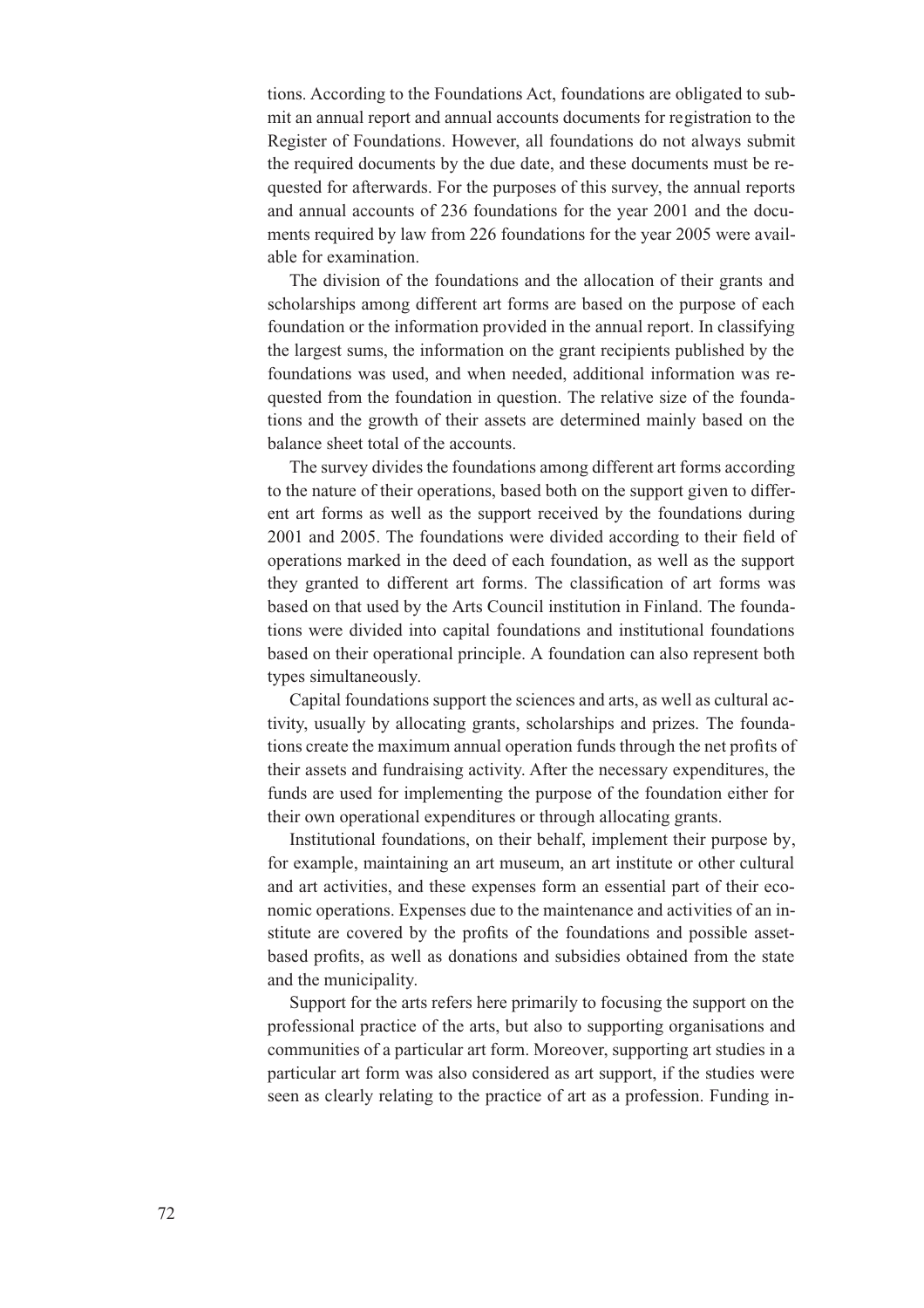tions. According to the Foundations Act, foundations are obligated to submit an annual report and annual accounts documents for registration to the Register of Foundations. However, all foundations do not always submit the required documents by the due date, and these documents must be requested for afterwards. For the purposes of this survey, the annual reports and annual accounts of 236 foundations for the year 2001 and the documents required by law from 226 foundations for the year 2005 were available for examination.

The division of the foundations and the allocation of their grants and scholarships among different art forms are based on the purpose of each foundation or the information provided in the annual report. In classifying the largest sums, the information on the grant recipients published by the foundations was used, and when needed, additional information was requested from the foundation in question. The relative size of the foundations and the growth of their assets are determined mainly based on the balance sheet total of the accounts.

The survey divides the foundations among different art forms according to the nature of their operations, based both on the support given to different art forms as well as the support received by the foundations during 2001 and 2005. The foundations were divided according to their field of operations marked in the deed of each foundation, as well as the support they granted to different art forms. The classification of art forms was based on that used by the Arts Council institution in Finland. The foundations were divided into capital foundations and institutional foundations based on their operational principle. A foundation can also represent both types simultaneously.

Capital foundations support the sciences and arts, as well as cultural activity, usually by allocating grants, scholarships and prizes. The foundations create the maximum annual operation funds through the net profits of their assets and fundraising activity. After the necessary expenditures, the funds are used for implementing the purpose of the foundation either for their own operational expenditures or through allocating grants.

Institutional foundations, on their behalf, implement their purpose by, for example, maintaining an art museum, an art institute or other cultural and art activities, and these expenses form an essential part of their economic operations. Expenses due to the maintenance and activities of an institute are covered by the profits of the foundations and possible asset-based profits, as well as donations and subsidies obtained from the state and the municipality.

Support for the arts refers here primarily to focusing the support on the professional practice of the arts, but also to supporting organisations and communities of a particular art form. Moreover, supporting art studies in a particular art form was also considered as art support, if the studies were seen as clearly relating to the practice of art as a profession. Funding in-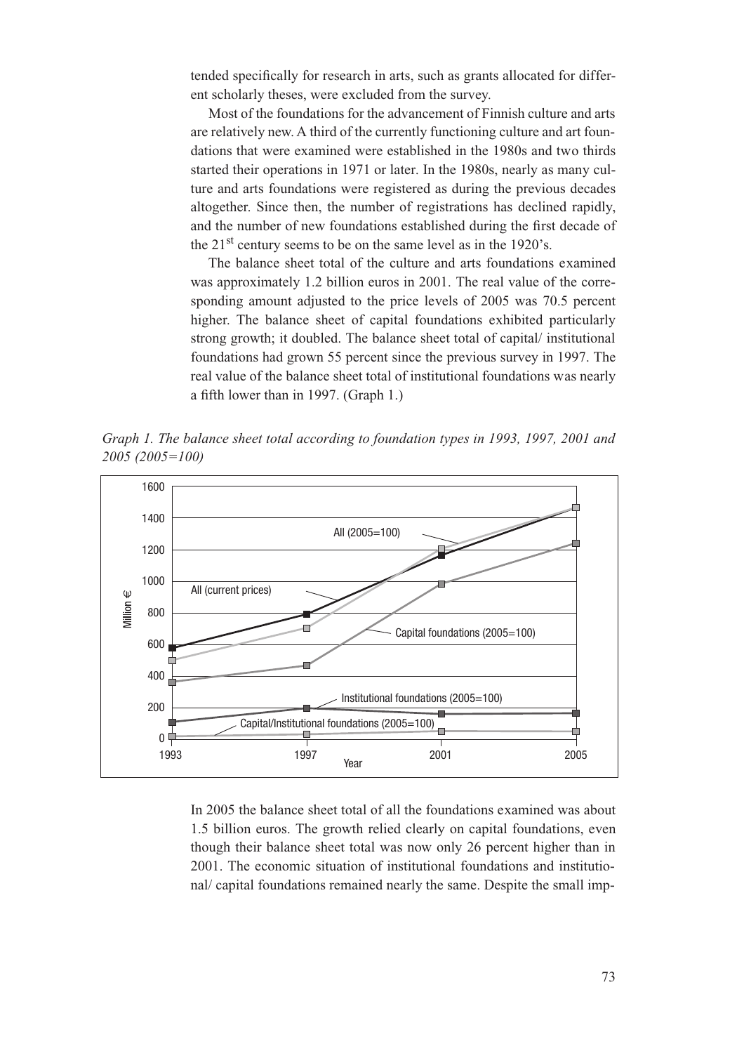tended specifically for research in arts, such as grants allocated for different scholarly theses, were excluded from the survey.

Most of the foundations for the advancement of Finnish culture and arts are relatively new. A third of the currently functioning culture and art foundations that were examined were established in the 1980s and two thirds started their operations in 1971 or later. In the 1980s, nearly as many culture and arts foundations were registered as during the previous decades altogether. Since then, the number of registrations has declined rapidly, and the number of new foundations established during the first decade of the 21st century seems to be on the same level as in the 1920's.

The balance sheet total of the culture and arts foundations examined was approximately 1.2 billion euros in 2001. The real value of the corresponding amount adjusted to the price levels of 2005 was 70.5 percent higher. The balance sheet of capital foundations exhibited particularly strong growth; it doubled. The balance sheet total of capital/ institutional foundations had grown 55 percent since the previous survey in 1997. The real value of the balance sheet total of institutional foundations was nearly a fifth lower than in 1997. (Graph 1.)

*Graph 1. The balance sheet total according to foundation types in 1993, 1997, 2001 and 2005 (2005=100)*

In 2005 the balance sheet total of all the foundations examined was about 1.5 billion euros. The growth relied clearly on capital foundations, even though their balance sheet total was now only 26 percent higher than in 2001. The economic situation of institutional foundations and institutional/ capital foundations remained nearly the same. Despite the small imp-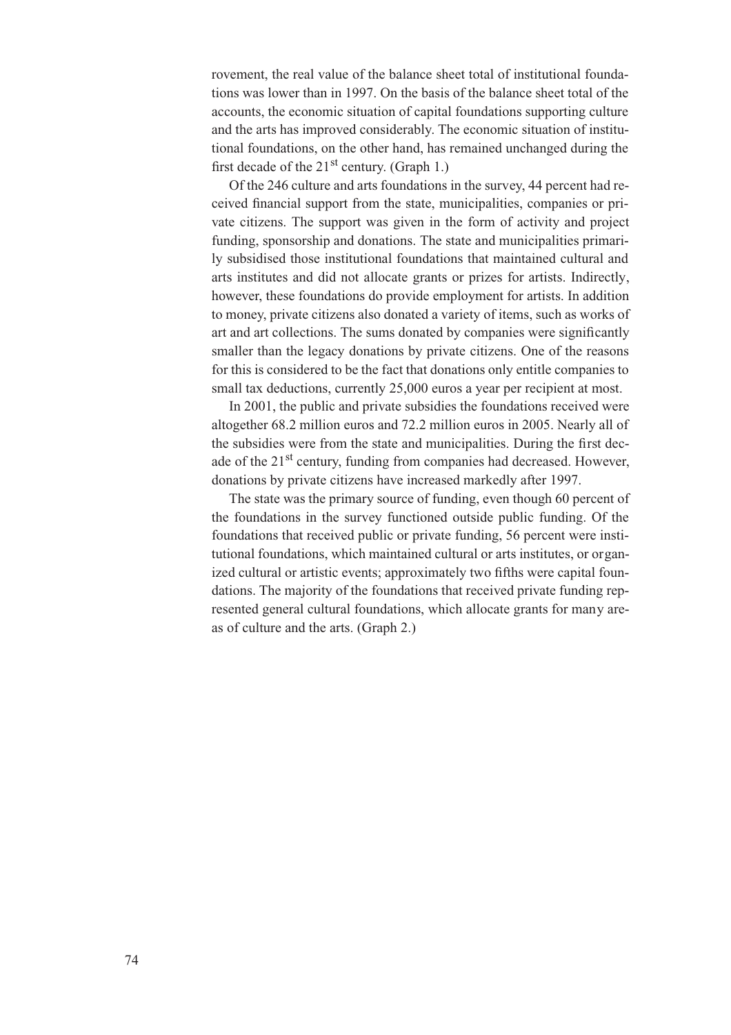rovement, the real value of the balance sheet total of institutional foundations was lower than in 1997. On the basis of the balance sheet total of the accounts, the economic situation of capital foundations supporting culture and the arts has improved considerably. The economic situation of institutional foundations, on the other hand, has remained unchanged during the first decade of the 21st century. (Graph 1.)

Of the 246 culture and arts foundations in the survey, 44 percent had received financial support from the state, municipalities, companies or private citizens. The support was given in the form of activity and project funding, sponsorship and donations. The state and municipalities primarily subsidised those institutional foundations that maintained cultural and arts institutes and did not allocate grants or prizes for artists. Indirectly, however, these foundations do provide employment for artists. In addition to money, private citizens also donated a variety of items, such as works of art and art collections. The sums donated by companies were significantly smaller than the legacy donations by private citizens. One of the reasons for this is considered to be the fact that donations only entitle companies to small tax deductions, currently 25,000 euros a year per recipient at most.

In 2001, the public and private subsidies the foundations received were altogether 68.2 million euros and 72.2 million euros in 2005. Nearly all of the subsidies were from the state and municipalities. During the first decade of the 21st century, funding from companies had decreased. However, donations by private citizens have increased markedly after 1997.

The state was the primary source of funding, even though 60 percent of the foundations in the survey functioned outside public funding. Of the foundations that received public or private funding, 56 percent were institutional foundations, which maintained cultural or arts institutes, or organized cultural or artistic events; approximately two fifths were capital foundations. The majority of the foundations that received private funding represented general cultural foundations, which allocate grants for many areas of culture and the arts. (Graph 2.)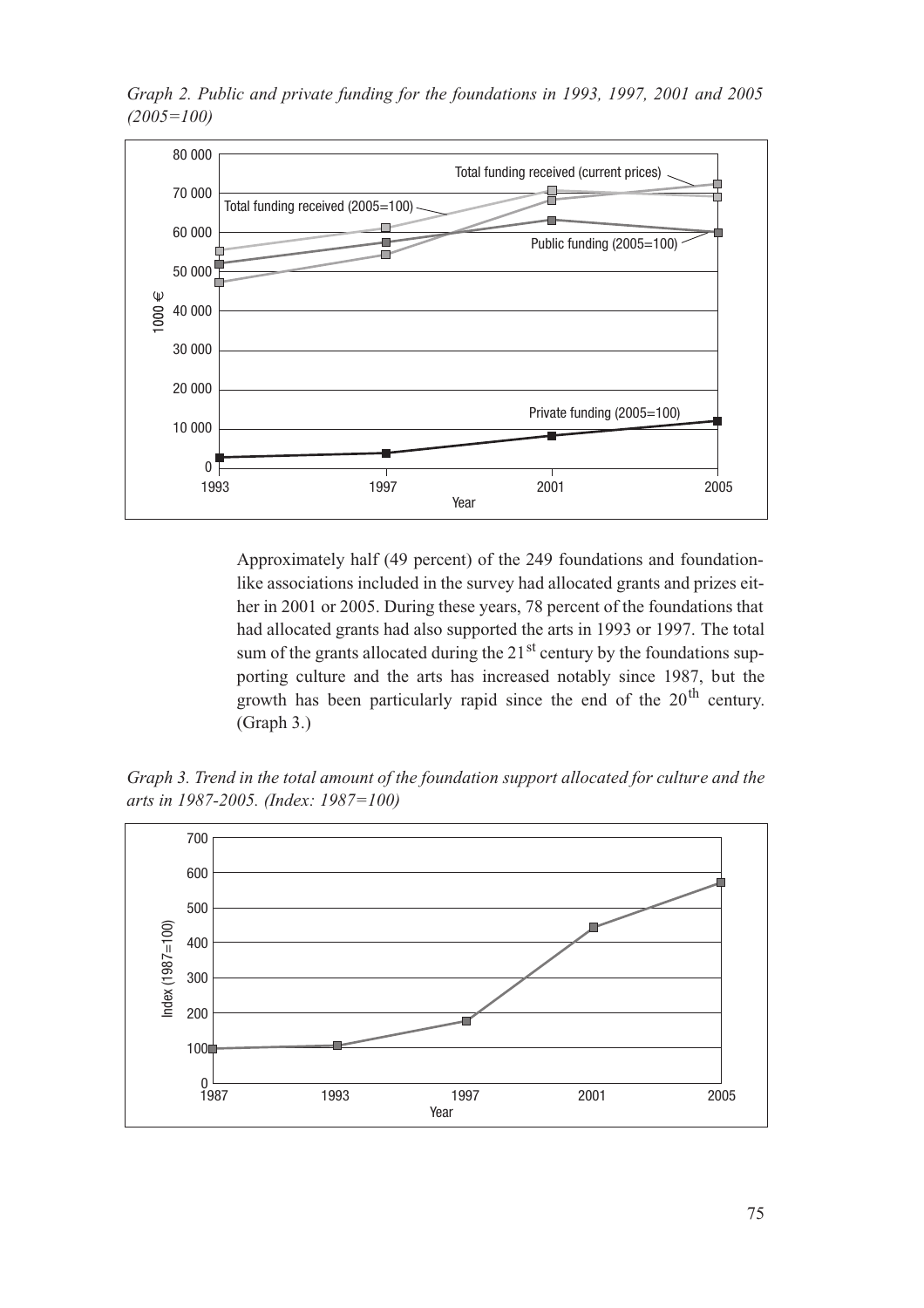*Graph 2. Public and private funding for the foundations in 1993, 1997, 2001 and 2005 (2005=100)*

Approximately half (49 percent) of the 249 foundations and foundation-like associations included in the survey had allocated grants and prizes either in 2001 or 2005. During these years, 78 percent of the foundations that had allocated grants had also supported the arts in 1993 or 1997. The total sum of the grants allocated during the 21$^{st}$ century by the foundations supporting culture and the arts has increased notably since 1987, but the growth has been particularly rapid since the end of the 20$^{th}$ century. (Graph 3.)

*Graph 3. Trend in the total amount of the foundation support allocated for culture and the arts in 1987-2005. (Index: 1987=100)*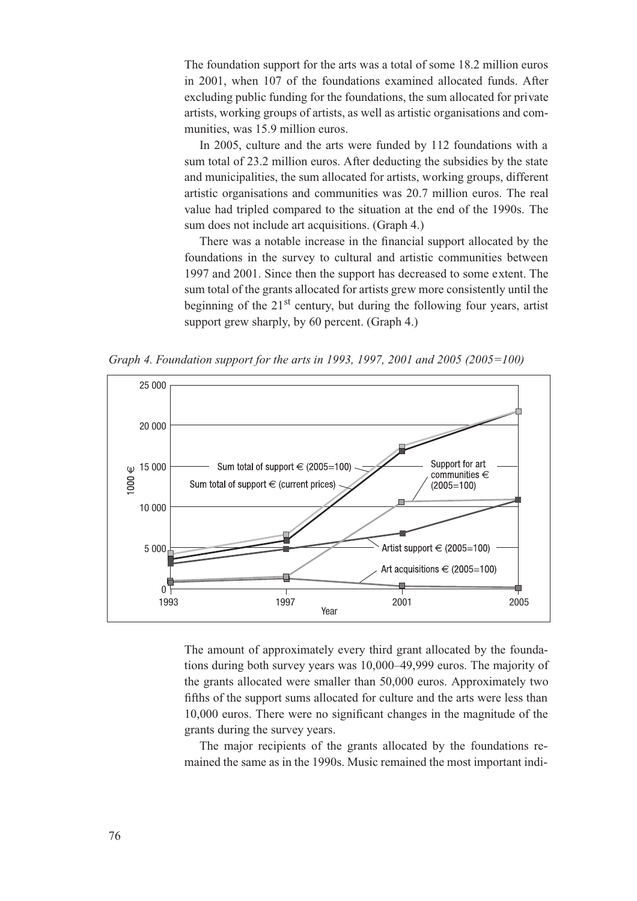The foundation support for the arts was a total of some 18.2 million euros in 2001, when 107 of the foundations examined allocated funds. After excluding public funding for the foundations, the sum allocated for private artists, working groups of artists, as well as artistic organisations and communities, was 15.9 million euros.

In 2005, culture and the arts were funded by 112 foundations with a sum total of 23.2 million euros. After deducting the subsidies by the state and municipalities, the sum allocated for artists, working groups, different artistic organisations and communities was 20.7 million euros. The real value had tripled compared to the situation at the end of the 1990s. The sum does not include art acquisitions. (Graph 4.)

There was a notable increase in the financial support allocated by the foundations in the survey to cultural and artistic communities between 1997 and 2001. Since then the support has decreased to some extent. The sum total of the grants allocated for artists grew more consistently until the beginning of the 21st century, but during the following four years, artist support grew sharply, by 60 percent. (Graph 4.)

*Graph 4. Foundation support for the arts in 1993, 1997, 2001 and 2005 (2005=100)*

The amount of approximately every third grant allocated by the foundations during both survey years was 10,000–49,999 euros. The majority of the grants allocated were smaller than 50,000 euros. Approximately two fifths of the support sums allocated for culture and the arts were less than 10,000 euros. There were no significant changes in the magnitude of the grants during the survey years.

The major recipients of the grants allocated by the foundations remained the same as in the 1990s. Music remained the most important indi-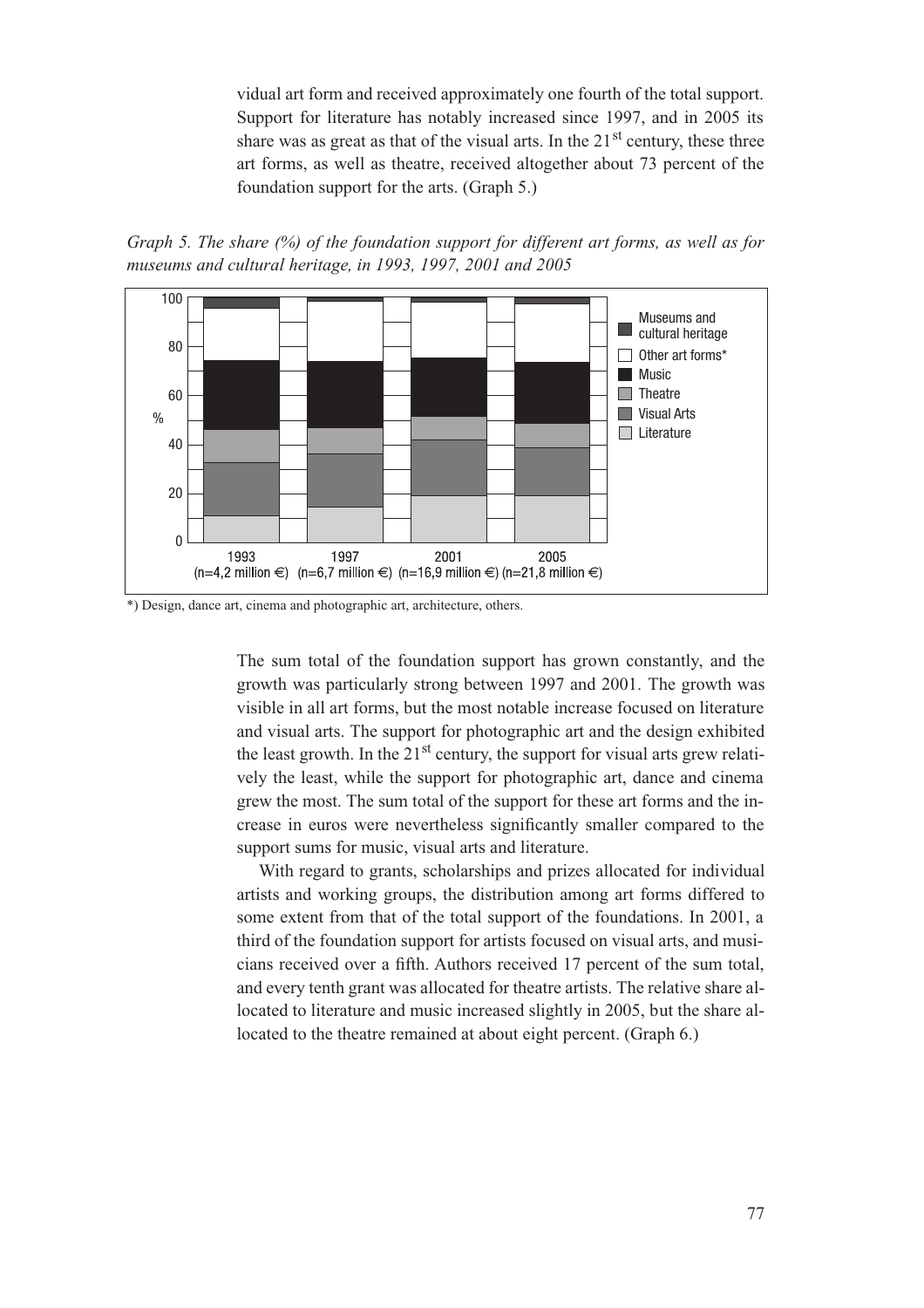vidual art form and received approximately one fourth of the total support. Support for literature has notably increased since 1997, and in 2005 its share was as great as that of the visual arts. In the 21st century, these three art forms, as well as theatre, received altogether about 73 percent of the foundation support for the arts. (Graph 5.)

*Graph 5. The share (%) of the foundation support for different art forms, as well as for museums and cultural heritage, in 1993, 1997, 2001 and 2005*

*) Design, dance art, cinema and photographic art, architecture, others.

The sum total of the foundation support has grown constantly, and the growth was particularly strong between 1997 and 2001. The growth was visible in all art forms, but the most notable increase focused on literature and visual arts. The support for photographic art and the design exhibited the least growth. In the 21st century, the support for visual arts grew relatively the least, while the support for photographic art, dance and cinema grew the most. The sum total of the support for these art forms and the increase in euros were nevertheless significantly smaller compared to the support sums for music, visual arts and literature.

With regard to grants, scholarships and prizes allocated for individual artists and working groups, the distribution among art forms differed to some extent from that of the total support of the foundations. In 2001, a third of the foundation support for artists focused on visual arts, and musicians received over a fifth. Authors received 17 percent of the sum total, and every tenth grant was allocated for theatre artists. The relative share allocated to literature and music increased slightly in 2005, but the share allocated to the theatre remained at about eight percent. (Graph 6.)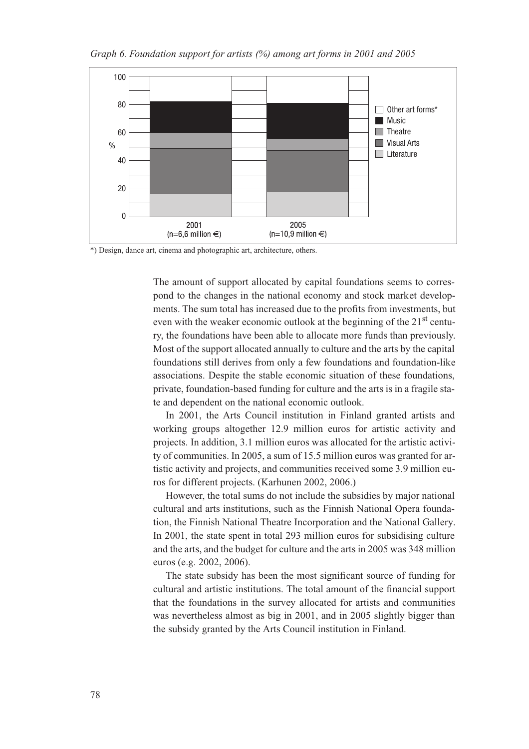*Graph 6. Foundation support for artists (%) among art forms in 2001 and 2005*

*) Design, dance art, cinema and photographic art, architecture, others.

The amount of support allocated by capital foundations seems to correspond to the changes in the national economy and stock market developments. The sum total has increased due to the profits from investments, but even with the weaker economic outlook at the beginning of the 21st century, the foundations have been able to allocate more funds than previously. Most of the support allocated annually to culture and the arts by the capital foundations still derives from only a few foundations and foundation-like associations. Despite the stable economic situation of these foundations, private, foundation-based funding for culture and the arts is in a fragile state and dependent on the national economic outlook.

In 2001, the Arts Council institution in Finland granted artists and working groups altogether 12.9 million euros for artistic activity and projects. In addition, 3.1 million euros was allocated for the artistic activity of communities. In 2005, a sum of 15.5 million euros was granted for artistic activity and projects, and communities received some 3.9 million euros for different projects. (Karhunen 2002, 2006.)

However, the total sums do not include the subsidies by major national cultural and arts institutions, such as the Finnish National Opera foundation, the Finnish National Theatre Incorporation and the National Gallery. In 2001, the state spent in total 293 million euros for subsidising culture and the arts, and the budget for culture and the arts in 2005 was 348 million euros (e.g. 2002, 2006).

The state subsidy has been the most significant source of funding for cultural and artistic institutions. The total amount of the financial support that the foundations in the survey allocated for artists and communities was nevertheless almost as big in 2001, and in 2005 slightly bigger than the subsidy granted by the Arts Council institution in Finland.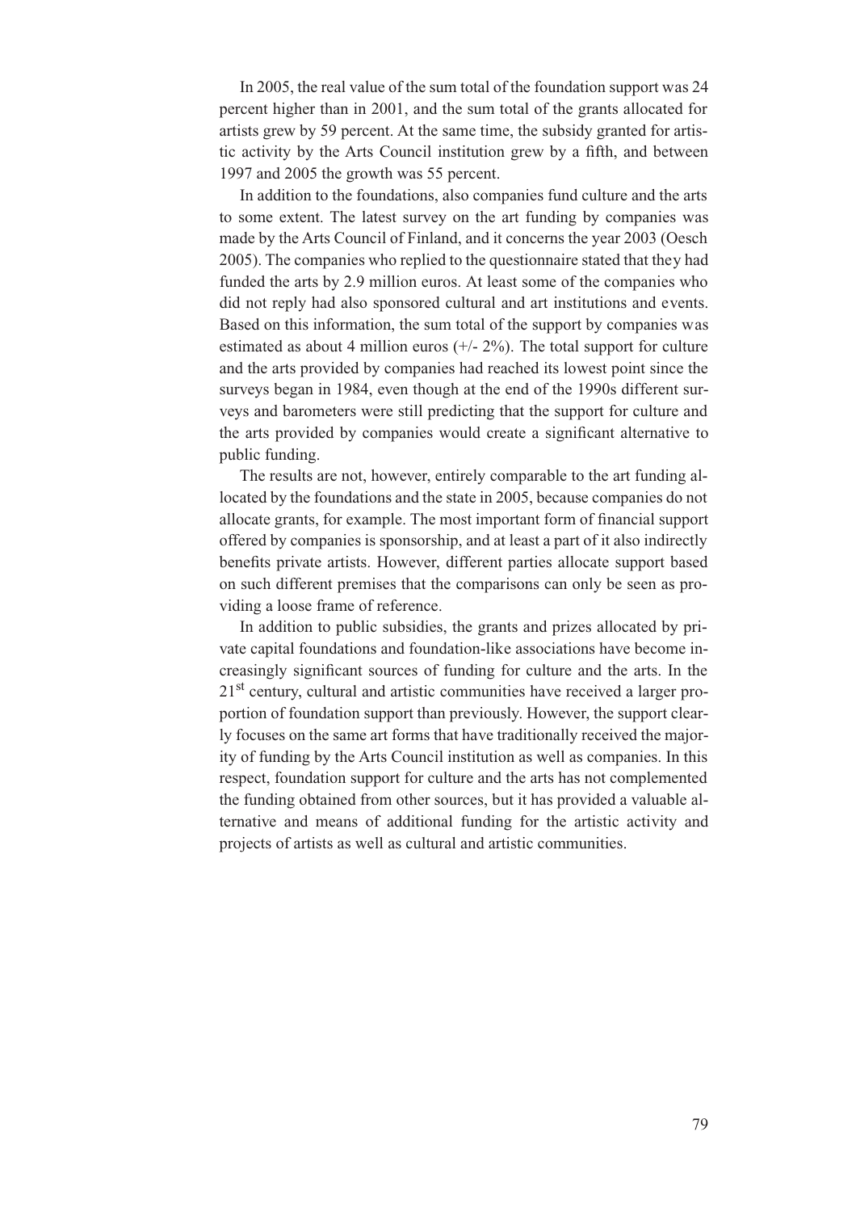In 2005, the real value of the sum total of the foundation support was 24 percent higher than in 2001, and the sum total of the grants allocated for artists grew by 59 percent. At the same time, the subsidy granted for artistic activity by the Arts Council institution grew by a fifth, and between 1997 and 2005 the growth was 55 percent.

In addition to the foundations, also companies fund culture and the arts to some extent. The latest survey on the art funding by companies was made by the Arts Council of Finland, and it concerns the year 2003 (Oesch 2005). The companies who replied to the questionnaire stated that they had funded the arts by 2.9 million euros. At least some of the companies who did not reply had also sponsored cultural and art institutions and events. Based on this information, the sum total of the support by companies was estimated as about 4 million euros (+/- 2%). The total support for culture and the arts provided by companies had reached its lowest point since the surveys began in 1984, even though at the end of the 1990s different surveys and barometers were still predicting that the support for culture and the arts provided by companies would create a significant alternative to public funding.

The results are not, however, entirely comparable to the art funding allocated by the foundations and the state in 2005, because companies do not allocate grants, for example. The most important form of financial support offered by companies is sponsorship, and at least a part of it also indirectly benefits private artists. However, different parties allocate support based on such different premises that the comparisons can only be seen as providing a loose frame of reference.

In addition to public subsidies, the grants and prizes allocated by private capital foundations and foundation-like associations have become increasingly significant sources of funding for culture and the arts. In the 21st century, cultural and artistic communities have received a larger proportion of foundation support than previously. However, the support clearly focuses on the same art forms that have traditionally received the majority of funding by the Arts Council institution as well as companies. In this respect, foundation support for culture and the arts has not complemented the funding obtained from other sources, but it has provided a valuable alternative and means of additional funding for the artistic activity and projects of artists as well as cultural and artistic communities.